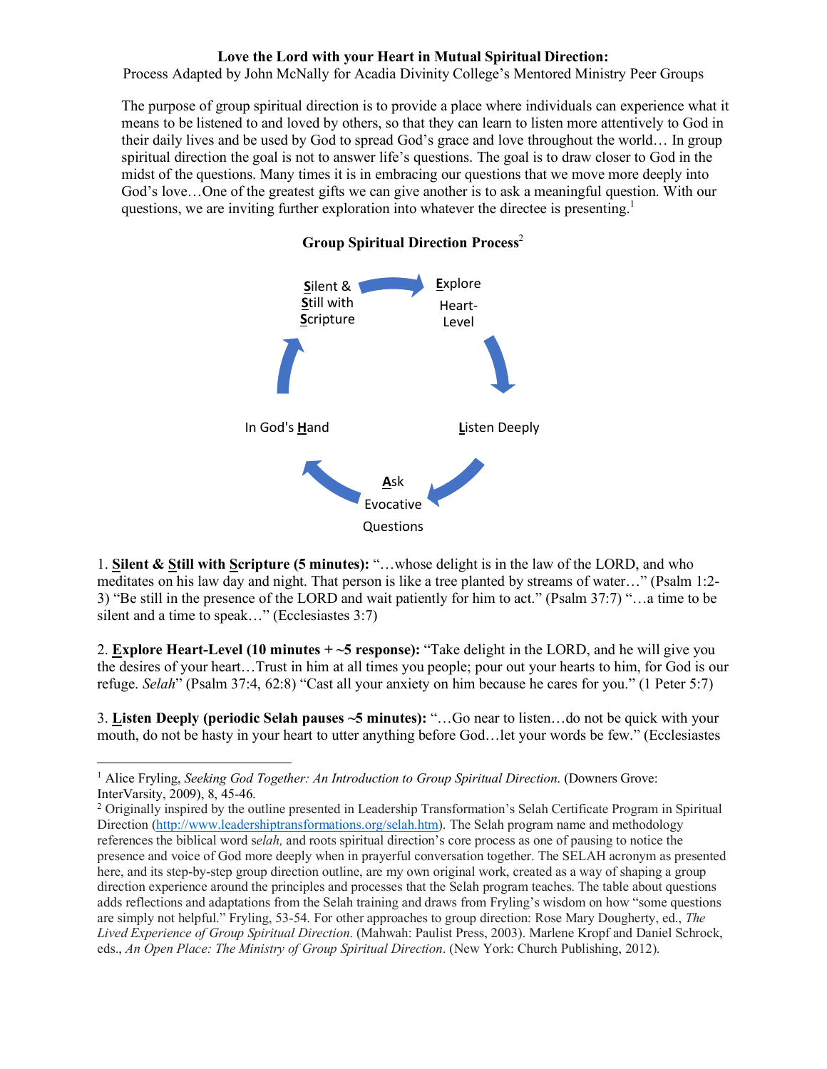**Love the Lord with your Heart in Mutual Spiritual Direction:**

Process Adapted by John McNally for Acadia Divinity College's Mentored Ministry Peer Groups

> The purpose of group spiritual direction is to provide a place where individuals can experience what it means to be listened to and loved by others, so that they can learn to listen more attentively to God in their daily lives and be used by God to spread God's grace and love throughout the world… In group spiritual direction the goal is not to answer life's questions. The goal is to draw closer to God in the midst of the questions. Many times it is in embracing our questions that we move more deeply into God's love…One of the greatest gifts we can give another is to ask a meaningful question. With our questions, we are inviting further exploration into whatever the directee is presenting.[1]

**Group Spiritual Direction Process**[2]

**S**ilent & **S**till with **S**cripture → **E**xplore Heart-Level → **L**isten Deeply → **A**sk Evocative Questions → In God's **H**and → (back to **S**ilent & **S**till with **S**cripture)

1. **Silent & Still with Scripture (5 minutes):** "…whose delight is in the law of the LORD, and who meditates on his law day and night. That person is like a tree planted by streams of water…" (Psalm 1:2-3) "Be still in the presence of the LORD and wait patiently for him to act." (Psalm 37:7) "…a time to be silent and a time to speak…" (Ecclesiastes 3:7)

2. **Explore Heart-Level (10 minutes + ~5 response):** "Take delight in the LORD, and he will give you the desires of your heart…Trust in him at all times you people; pour out your hearts to him, for God is our refuge. *Selah*" (Psalm 37:4, 62:8) "Cast all your anxiety on him because he cares for you." (1 Peter 5:7)

3. **Listen Deeply (periodic Selah pauses ~5 minutes):** "…Go near to listen…do not be quick with your mouth, do not be hasty in your heart to utter anything before God…let your words be few." (Ecclesiastes

---

[1] Alice Fryling, *Seeking God Together: An Introduction to Group Spiritual Direction*. (Downers Grove: InterVarsity, 2009), 8, 45-46.

[2] Originally inspired by the outline presented in Leadership Transformation's Selah Certificate Program in Spiritual Direction (http://www.leadershiptransformations.org/selah.htm). The Selah program name and methodology references the biblical word s*elah,* and roots spiritual direction's core process as one of pausing to notice the presence and voice of God more deeply when in prayerful conversation together. The SELAH acronym as presented here, and its step-by-step group direction outline, are my own original work, created as a way of shaping a group direction experience around the principles and processes that the Selah program teaches. The table about questions adds reflections and adaptations from the Selah training and draws from Fryling's wisdom on how "some questions are simply not helpful." Fryling, 53-54. For other approaches to group direction: Rose Mary Dougherty, ed., *The Lived Experience of Group Spiritual Direction*. (Mahwah: Paulist Press, 2003). Marlene Kropf and Daniel Schrock, eds., *An Open Place: The Ministry of Group Spiritual Direction*. (New York: Church Publishing, 2012).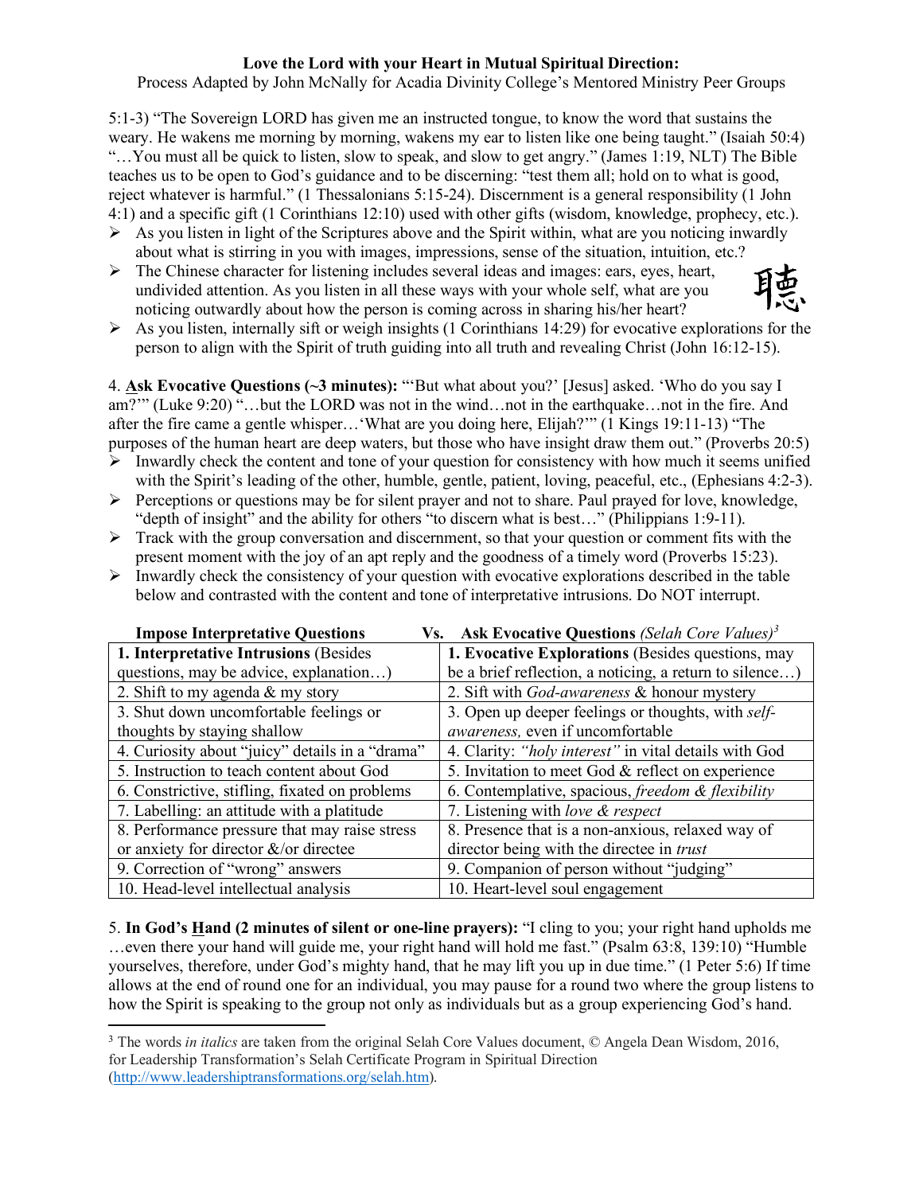**Love the Lord with your Heart in Mutual Spiritual Direction:**
Process Adapted by John McNally for Acadia Divinity College's Mentored Ministry Peer Groups

5:1-3) "The Sovereign LORD has given me an instructed tongue, to know the word that sustains the weary. He wakens me morning by morning, wakens my ear to listen like one being taught." (Isaiah 50:4) "…You must all be quick to listen, slow to speak, and slow to get angry." (James 1:19, NLT) The Bible teaches us to be open to God's guidance and to be discerning: "test them all; hold on to what is good, reject whatever is harmful." (1 Thessalonians 5:15-24). Discernment is a general responsibility (1 John 4:1) and a specific gift (1 Corinthians 12:10) used with other gifts (wisdom, knowledge, prophecy, etc.).

- As you listen in light of the Scriptures above and the Spirit within, what are you noticing inwardly about what is stirring in you with images, impressions, sense of the situation, intuition, etc.?
- The Chinese character for listening includes several ideas and images: ears, eyes, heart, undivided attention. As you listen in all these ways with your whole self, what are you noticing outwardly about how the person is coming across in sharing his/her heart? 聽
- As you listen, internally sift or weigh insights (1 Corinthians 14:29) for evocative explorations for the person to align with the Spirit of truth guiding into all truth and revealing Christ (John 16:12-15).

4. **Ask Evocative Questions (~3 minutes):** "'But what about you?' [Jesus] asked. 'Who do you say I am?'" (Luke 9:20) "…but the LORD was not in the wind…not in the earthquake…not in the fire. And after the fire came a gentle whisper…'What are you doing here, Elijah?'" (1 Kings 19:11-13) "The purposes of the human heart are deep waters, but those who have insight draw them out." (Proverbs 20:5)

- Inwardly check the content and tone of your question for consistency with how much it seems unified with the Spirit's leading of the other, humble, gentle, patient, loving, peaceful, etc., (Ephesians 4:2-3).
- Perceptions or questions may be for silent prayer and not to share. Paul prayed for love, knowledge, "depth of insight" and the ability for others "to discern what is best…" (Philippians 1:9-11).
- Track with the group conversation and discernment, so that your question or comment fits with the present moment with the joy of an apt reply and the goodness of a timely word (Proverbs 15:23).
- Inwardly check the consistency of your question with evocative explorations described in the table below and contrasted with the content and tone of interpretative intrusions. Do NOT interrupt.

| **Impose Interpretative Questions** | **Vs. Ask Evocative Questions** *(Selah Core Values)*[3] |
|---|---|
| **1. Interpretative Intrusions** (Besides questions, may be advice, explanation…) | **1. Evocative Explorations** (Besides questions, may be a brief reflection, a noticing, a return to silence…) |
| 2. Shift to my agenda & my story | 2. Sift with *God-awareness* & honour mystery |
| 3. Shut down uncomfortable feelings or thoughts by staying shallow | 3. Open up deeper feelings or thoughts, with *self-awareness,* even if uncomfortable |
| 4. Curiosity about "juicy" details in a "drama" | 4. Clarity: *"holy interest"* in vital details with God |
| 5. Instruction to teach content about God | 5. Invitation to meet God & reflect on experience |
| 6. Constrictive, stifling, fixated on problems | 6. Contemplative, spacious, *freedom & flexibility* |
| 7. Labelling: an attitude with a platitude | 7. Listening with *love & respect* |
| 8. Performance pressure that may raise stress or anxiety for director &/or directee | 8. Presence that is a non-anxious, relaxed way of director being with the directee in *trust* |
| 9. Correction of "wrong" answers | 9. Companion of person without "judging" |
| 10. Head-level intellectual analysis | 10. Heart-level soul engagement |

5. **In God's Hand (2 minutes of silent or one-line prayers):** "I cling to you; your right hand upholds me …even there your hand will guide me, your right hand will hold me fast." (Psalm 63:8, 139:10) "Humble yourselves, therefore, under God's mighty hand, that he may lift you up in due time." (1 Peter 5:6) If time allows at the end of round one for an individual, you may pause for a round two where the group listens to how the Spirit is speaking to the group not only as individuals but as a group experiencing God's hand.

[3] The words *in italics* are taken from the original Selah Core Values document, © Angela Dean Wisdom, 2016, for Leadership Transformation's Selah Certificate Program in Spiritual Direction (http://www.leadershiptransformations.org/selah.htm).